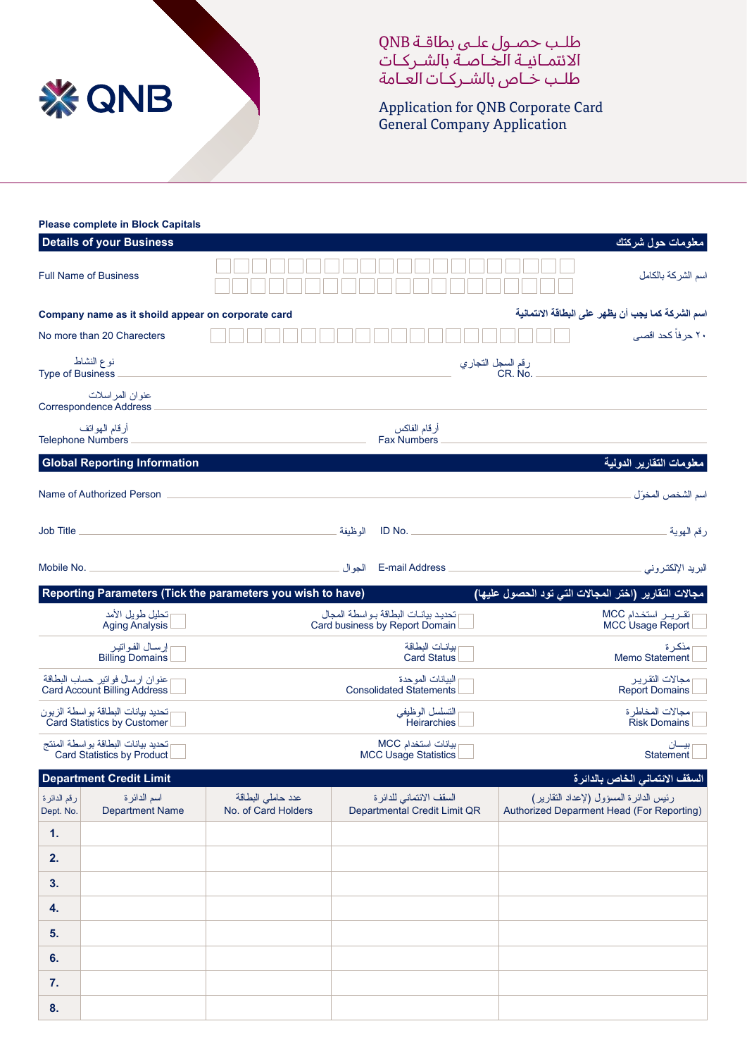QNB

# طلب حصول على بطاقة QNB الائتمانية الخاصة بالشركات
# طلب خاص بالشركات العامة

# Application for QNB Corporate Card
## General Company Application

**Please complete in Block Capitals**

## Details of your Business — معلومات حول شركتك

Full Name of Business ______________________ اسم الشركة بالكامل

**Company name as it shoild appear on corporate card** — **اسم الشركة كما يجب أن يظهر على البطاقة الائتمانية**

No more than 20 Charecters ______________________ ٢٠ حرفاً كحد اقصى

نوع النشاط
Type of Business ______________________

رقم السجل التجاري
CR. No. ______________________

عنوان المراسلات
Correspondence Address ______________________

أرقام الهواتف
Telephone Numbers ______________________

أرقام الفاكس
Fax Numbers ______________________

## Global Reporting Information — معلومات التقارير الدولية

Name of Authorized Person ______________________ اسم الشخص المخوَل

Job Title ______________________ الوظيفة

ID No. ______________________ رقم الهوية

Mobile No. ______________________ الجوال

E-mail Address ______________________ البريد الإلكتروني

## Reporting Parameters (Tick the parameters you wish to have) — مجالات التقارير (اختر المجالات التي تود الحصول عليها)

| | | |
|---|---|---|
| ☐ تحليل طويل الأمد<br>Aging Analysis | ☐ تحديد بيانات البطاقة بواسطة المجال<br>Card business by Report Domain | ☐ تقرير استخدام MCC<br>MCC Usage Report |
| ☐ إرسال الفواتير<br>Billing Domains | ☐ بيانات البطاقة<br>Card Status | ☐ مذكرة<br>Memo Statement |
| ☐ عنوان ارسال فواتير حساب البطاقة<br>Card Account Billing Address | ☐ البيانات الموحدة<br>Consolidated Statements | ☐ مجالات التقرير<br>Report Domains |
| ☐ تحديد بيانات البطاقة بواسطة الزبون<br>Card Statistics by Customer | ☐ التسلسل الوظيفي<br>Heirarchies | ☐ مجالات المخاطرة<br>Risk Domains |
| ☐ تحديد بيانات البطاقة بواسطة المنتج<br>Card Statistics by Product | ☐ بيانات استخدام MCC<br>MCC Usage Statistics | ☐ بيان<br>Statement |

## Department Credit Limit — السقف الائتماني الخاص بالدائرة

| رقم الدائرة<br>Dept. No. | اسم الدائرة<br>Department Name | عدد حاملي البطاقة<br>No. of Card Holders | السقف الائتماني للدائرة<br>Departmental Credit Limit QR | رئيس الدائرة المسؤول (لإعداد التقارير)<br>Authorized Deparment Head (For Reporting) |
|---|---|---|---|---|
| **1.** | | | | |
| **2.** | | | | |
| **3.** | | | | |
| **4.** | | | | |
| **5.** | | | | |
| **6.** | | | | |
| **7.** | | | | |
| **8.** | | | | |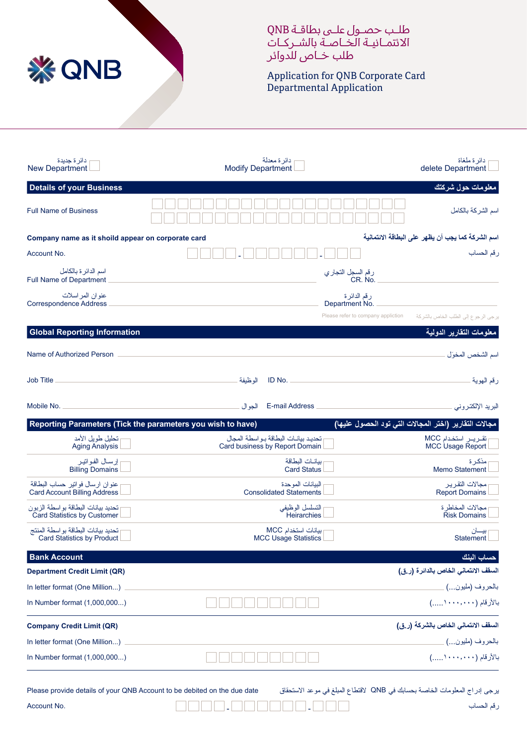# طلب حصول على بطاقة QNB الائتمانية الخاصة بالشركات طلب خاص للدوائر

# Application for QNB Corporate Card Departmental Application

☐ New Department دائرة جديدة ☐ Modify Department دائرة معدلة ☐ delete Department دائرة ملغاة

## Details of your Business معلومات حول شركتك

Full Name of Business اسم الشركة بالكامل

**Company name as it shoild appear on corporate card** **اسم الشركة كما يجب أن يظهر على البطاقة الائتمانية**

Account No. ____ - ______ - ___ رقم الحساب

Full Name of Department اسم الدائرة بالكامل ______________________

CR. No. رقم السجل التجاري ______________________

Correspondence Address عنوان المراسلات ______________________

Department No. رقم الدائرة ______________________

Please refer to company appliction يرجى الرجوع إلى الطلب الخاص بالشركة

## Global Reporting Information معلومات التقارير الدولية

Name of Authorized Person ______________________ اسم الشخص المخول

Job Title ______________________ الوظيفة

ID No. ______________________ رقم الهوية

Mobile No. ______________________ الجوال

E-mail Address ______________________ البريد الإلكتروني

## Reporting Parameters (Tick the parameters you wish to have) مجالات التقارير (اختر المجالات التي تود الحصول عليها)

| | | |
|---|---|---|
| ☐ Aging Analysis تحليل طويل الأمد | ☐ Card business by Report Domain تحديد بيانات البطاقة بواسطة المجال | ☐ MCC Usage Report تقرير استخدام MCC |
| ☐ Billing Domains إرسال الفواتير | ☐ Card Status بيانات البطاقة | ☐ Memo Statement مذكرة |
| ☐ Card Account Billing Address عنوان ارسال فواتير حساب البطاقة | ☐ Consolidated Statements البيانات الموحدة | ☐ Report Domains مجالات التقرير |
| ☐ Card Statistics by Customer تحديد بيانات البطاقة بواسطة الزبون | ☐ Heirarchies التسلسل الوظيفي | ☐ Risk Domains مجالات المخاطرة |
| ☐ Card Statistics by Product تحديد بيانات البطاقة بواسطة المنتج | ☐ MCC Usage Statistics بيانات استخدام MCC | ☐ Statement بيان |

## Bank Account حساب البنك

**Department Credit Limit (QR)** **السقف الائتماني الخاص بالدائرة (ر.ق)**

In letter format (One Million...) ______________________ بالحروف (مليون...)

In Number format (1,000,000...) __________ بالأرقام (١٠٠٠،٠٠٠.....)

**Company Credit Limit (QR)** **السقف الائتماني الخاص بالشركة (ر.ق)**

In letter format (One Million...) ______________________ بالحروف (مليون...)

In Number format (1,000,000...) __________ بالأرقام (١٠٠٠،٠٠٠.....)

Please provide details of your QNB Account to be debited on the due date يرجى إدراج المعلومات الخاصة بحسابك في QNB لاقتطاع المبلغ في موعد الاستحقاق

Account No. ____ - ______ - ___ رقم الحساب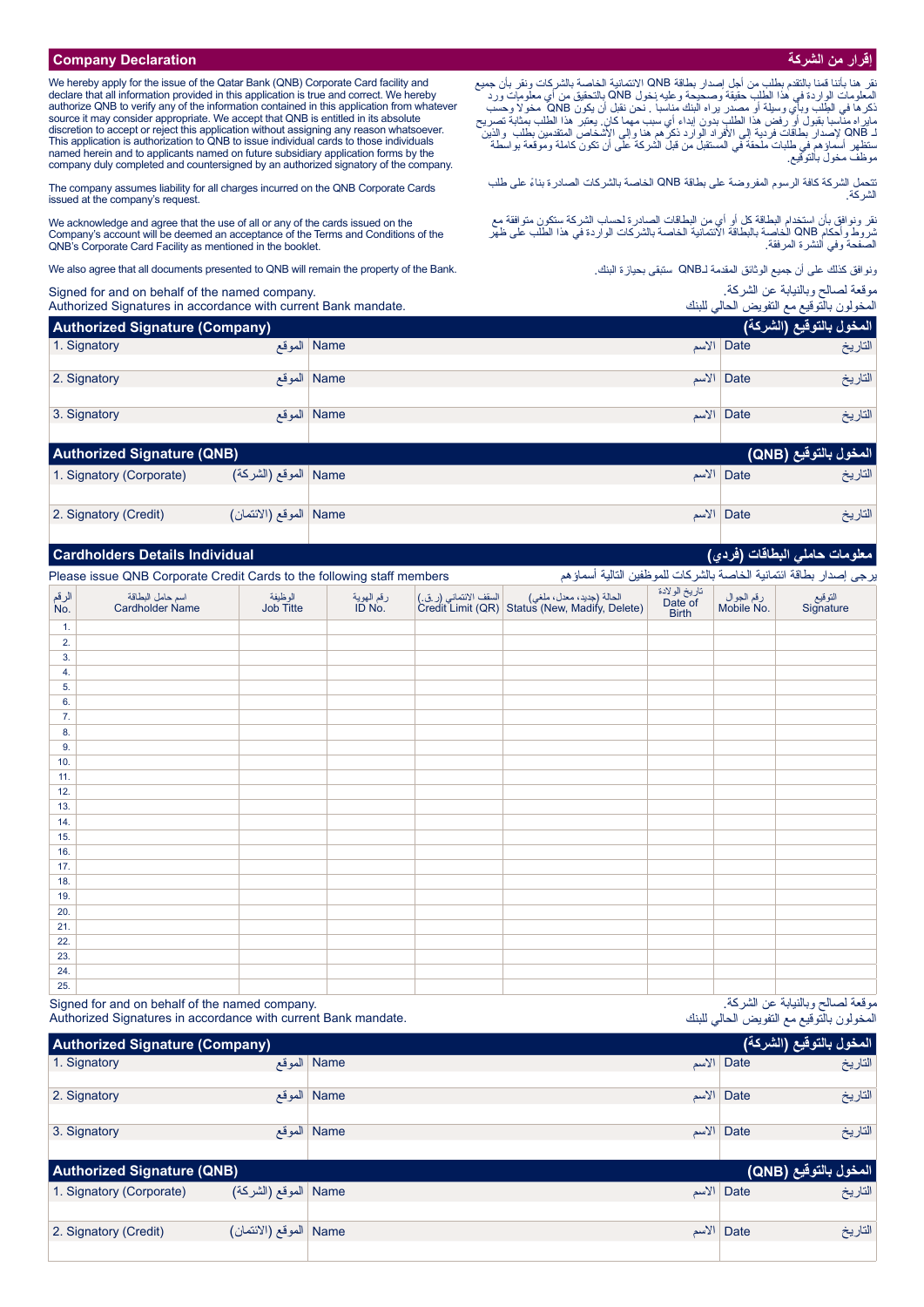## Company Declaration

## إقرار من الشركة

We hereby apply for the issue of the Qatar Bank (QNB) Corporate Card facility and declare that all information provided in this application is true and correct. We hereby authorize QNB to verify any of the information contained in this application from whatever source it may consider appropriate. We accept that QNB is entitled in its absolute discretion to accept or reject this application without assigning any reason whatsoever. This application is authorization to QNB to issue individual cards to those individuals named herein and to applicants named on future subsidiary application forms by the company duly completed and countersigned by an authorized signatory of the company.

نقر هنا بأننا قمنا بالتقدم بطلب من أجل إصدار بطاقة QNB الائتمانية الخاصة بالشركات ونقر بأن جميع المعلومات الواردة في هذا الطلب حقيقة وصحيحة وعليه نخول QNB بالتحقيق من أي معلومات ورد ذكرها في الطلب وبأي وسيلة أو مصدر يراه البنك مناسباً . نحن نقبل أن يكون QNB مخولاً وحسب مايراه مناسباً بقبول أو رفض هذا الطلب بدون إبداء أي سبب مهما كان. يعتبر هذا الطلب بمثابة تصريح لـ QNB لإصدار بطاقات فردية إلى الأفراد الوارد ذكرهم هنا وإلى الأشخاص المتقدمين بطلب والذين ستظهر أسماؤهم في طلبات ملحقة في المستقبل من قبل الشركة على أن تكون كاملة وموقعة بواسطة موظف مخول بالتوقيع.

The company assumes liability for all charges incurred on the QNB Corporate Cards issued at the company's request.

تتحمل الشركة كافة الرسوم المفروضة على بطاقة QNB الخاصة بالشركات الصادرة بناءً على طلب الشركة.

We acknowledge and agree that the use of all or any of the cards issued on the Company's account will be deemed an acceptance of the Terms and Conditions of the QNB's Corporate Card Facility as mentioned in the booklet.

نقر ونوافق بأن استخدام البطاقة كل أو أي من البطاقات الصادرة لحساب الشركة ستكون متوافقة مع شروط وأحكام QNB الخاصة بالبطاقة الائتمانية الخاصة بالشركات الواردة في هذا الطلب على ظهر الصفحة وفي النشرة المرفقة.

We also agree that all documents presented to QNB will remain the property of the Bank.

ونوافق كذلك على أن جميع الوثائق المقدمة لـQNB ستبقى بحيازة البنك.

Signed for and on behalf of the named company.
Authorized Signatures in accordance with current Bank mandate.

موقعة لصالح وبالنيابة عن الشركة.
المخولون بالتوقيع مع التفويض الحالي للبنك

### Authorized Signature (Company) / المخول بالتوقيع (الشركة)

| Signatory | Name الاسم | Date التاريخ |
|---|---|---|
| 1. Signatory الموقع | | |
| 2. Signatory الموقع | | |
| 3. Signatory الموقع | | |

### Authorized Signature (QNB) / المخول بالتوقيع (QNB)

| Signatory | Name الاسم | Date التاريخ |
|---|---|---|
| 1. Signatory (Corporate) الموقع (الشركة) | | |
| 2. Signatory (Credit) الموقع (الائتمان) | | |

### Cardholders Details Individual / معلومات حاملي البطاقات (فردي)

Please issue QNB Corporate Credit Cards to the following staff members

يرجى إصدار بطاقة ائتمانية الخاصة بالشركات للموظفين التالية أسماؤهم

| الرقم No. | اسم حامل البطاقة Cardholder Name | الوظيفة Job Titte | رقم الهوية ID No. | السقف الائتماني (ر.ق.) Credit Limit (QR) | الحالة (جديد، معدل، ملغي) Status (New, Madify, Delete) | تاريخ الولادة Date of Birth | رقم الجوال Mobile No. | التوقيع Signature |
|---|---|---|---|---|---|---|---|---|
| 1. | | | | | | | | |
| 2. | | | | | | | | |
| 3. | | | | | | | | |
| 4. | | | | | | | | |
| 5. | | | | | | | | |
| 6. | | | | | | | | |
| 7. | | | | | | | | |
| 8. | | | | | | | | |
| 9. | | | | | | | | |
| 10. | | | | | | | | |
| 11. | | | | | | | | |
| 12. | | | | | | | | |
| 13. | | | | | | | | |
| 14. | | | | | | | | |
| 15. | | | | | | | | |
| 16. | | | | | | | | |
| 17. | | | | | | | | |
| 18. | | | | | | | | |
| 19. | | | | | | | | |
| 20. | | | | | | | | |
| 21. | | | | | | | | |
| 22. | | | | | | | | |
| 23. | | | | | | | | |
| 24. | | | | | | | | |
| 25. | | | | | | | | |

Signed for and on behalf of the named company.
Authorized Signatures in accordance with current Bank mandate.

موقعة لصالح وبالنيابة عن الشركة.
المخولون بالتوقيع مع التفويض الحالي للبنك

### Authorized Signature (Company) / المخول بالتوقيع (الشركة)

| Signatory | Name الاسم | Date التاريخ |
|---|---|---|
| 1. Signatory الموقع | | |
| 2. Signatory الموقع | | |
| 3. Signatory الموقع | | |

### Authorized Signature (QNB) / المخول بالتوقيع (QNB)

| Signatory | Name الاسم | Date التاريخ |
|---|---|---|
| 1. Signatory (Corporate) الموقع (الشركة) | | |
| 2. Signatory (Credit) الموقع (الائتمان) | | |